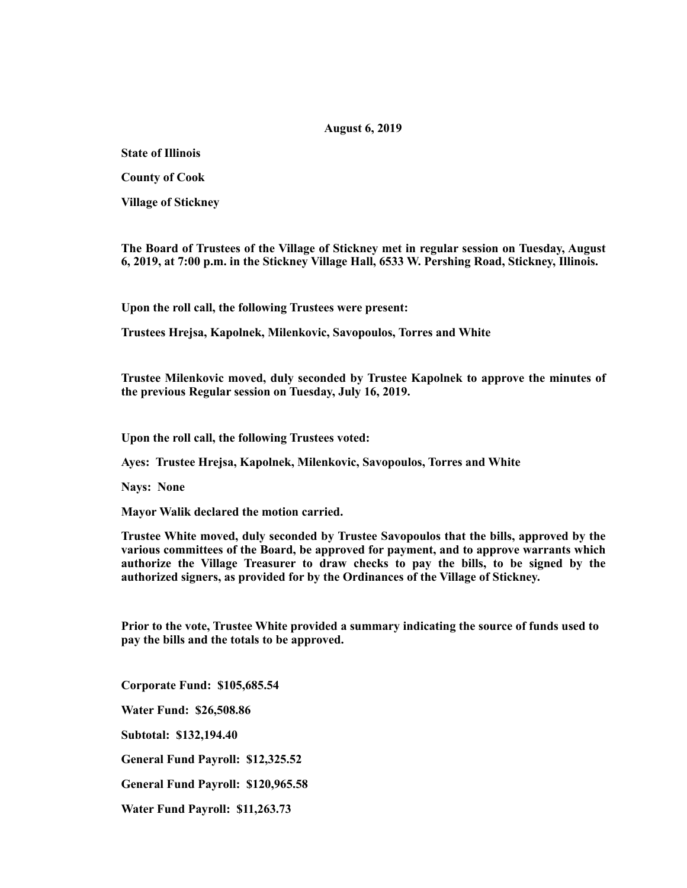**August 6, 2019**

**State of Illinois**

**County of Cook**

**Village of Stickney**

**The Board of Trustees of the Village of Stickney met in regular session on Tuesday, August 6, 2019, at 7:00 p.m. in the Stickney Village Hall, 6533 W. Pershing Road, Stickney, Illinois.**

**Upon the roll call, the following Trustees were present:**

**Trustees Hrejsa, Kapolnek, Milenkovic, Savopoulos, Torres and White**

**Trustee Milenkovic moved, duly seconded by Trustee Kapolnek to approve the minutes of the previous Regular session on Tuesday, July 16, 2019.**

**Upon the roll call, the following Trustees voted:**

**Ayes: Trustee Hrejsa, Kapolnek, Milenkovic, Savopoulos, Torres and White**

**Nays: None**

**Mayor Walik declared the motion carried.**

**Trustee White moved, duly seconded by Trustee Savopoulos that the bills, approved by the various committees of the Board, be approved for payment, and to approve warrants which authorize the Village Treasurer to draw checks to pay the bills, to be signed by the authorized signers, as provided for by the Ordinances of the Village of Stickney.**

**Prior to the vote, Trustee White provided a summary indicating the source of funds used to pay the bills and the totals to be approved.**

**Corporate Fund: $105,685.54**

**Water Fund: $26,508.86**

**Subtotal: $132,194.40**

**General Fund Payroll: $12,325.52**

**General Fund Payroll: $120,965.58**

**Water Fund Payroll: $11,263.73**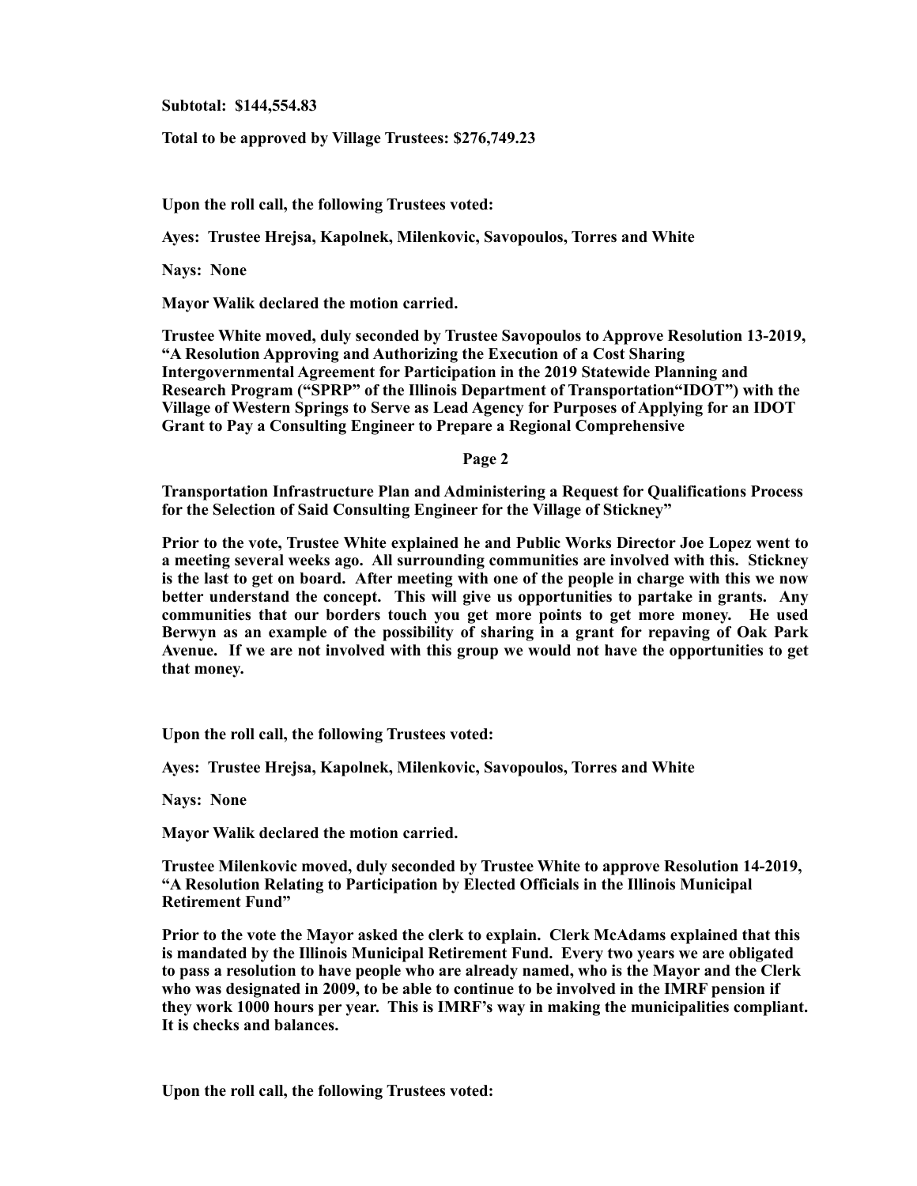**Subtotal: $144,554.83**

**Total to be approved by Village Trustees: $276,749.23**

**Upon the roll call, the following Trustees voted:**

**Ayes: Trustee Hrejsa, Kapolnek, Milenkovic, Savopoulos, Torres and White**

**Nays: None**

**Mayor Walik declared the motion carried.**

**Trustee White moved, duly seconded by Trustee Savopoulos to Approve Resolution 13-2019, "A Resolution Approving and Authorizing the Execution of a Cost Sharing Intergovernmental Agreement for Participation in the 2019 Statewide Planning and Research Program ("SPRP" of the Illinois Department of Transportation"IDOT") with the Village of Western Springs to Serve as Lead Agency for Purposes of Applying for an IDOT Grant to Pay a Consulting Engineer to Prepare a Regional Comprehensive Transportation Infrastructure Plan and Administering a Request for Qualifications Process for the Selection of Said Consulting Engineer for the Village of Stickney"**

**Prior to the vote, Trustee White explained he and Public Works Director Joe Lopez went to a meeting several weeks ago. All surrounding communities are involved with this. Stickney is the last to get on board. After meeting with one of the people in charge with this we now better understand the concept. This will give us opportunities to partake in grants. Any communities that our borders touch you get more points to get more money. He used Berwyn as an example of the possibility of sharing in a grant for repaving of Oak Park Avenue. If we are not involved with this group we would not have the opportunities to get that money.**

**Upon the roll call, the following Trustees voted:**

**Ayes: Trustee Hrejsa, Kapolnek, Milenkovic, Savopoulos, Torres and White**

**Nays: None**

**Mayor Walik declared the motion carried.**

**Trustee Milenkovic moved, duly seconded by Trustee White to approve Resolution 14-2019, "A Resolution Relating to Participation by Elected Officials in the Illinois Municipal Retirement Fund"**

**Prior to the vote the Mayor asked the clerk to explain. Clerk McAdams explained that this is mandated by the Illinois Municipal Retirement Fund. Every two years we are obligated to pass a resolution to have people who are already named, who is the Mayor and the Clerk who was designated in 2009, to be able to continue to be involved in the IMRF pension if they work 1000 hours per year. This is IMRF's way in making the municipalities compliant. It is checks and balances.**

**Upon the roll call, the following Trustees voted:**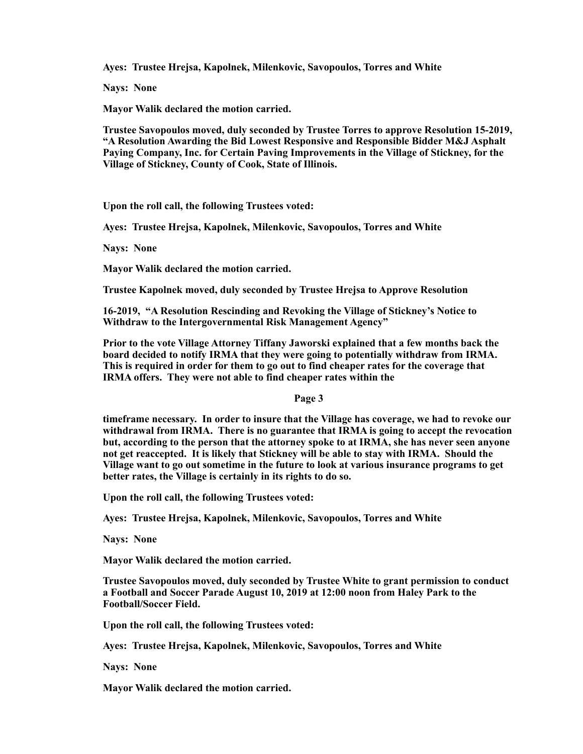**Ayes: Trustee Hrejsa, Kapolnek, Milenkovic, Savopoulos, Torres and White**

**Nays: None**

**Mayor Walik declared the motion carried.**

**Trustee Savopoulos moved, duly seconded by Trustee Torres to approve Resolution 15-2019, "A Resolution Awarding the Bid Lowest Responsive and Responsible Bidder M&J Asphalt Paying Company, Inc. for Certain Paving Improvements in the Village of Stickney, for the Village of Stickney, County of Cook, State of Illinois.**

**Upon the roll call, the following Trustees voted:**

**Ayes: Trustee Hrejsa, Kapolnek, Milenkovic, Savopoulos, Torres and White**

**Nays: None**

**Mayor Walik declared the motion carried.**

**Trustee Kapolnek moved, duly seconded by Trustee Hrejsa to Approve Resolution**

**16-2019, "A Resolution Rescinding and Revoking the Village of Stickney's Notice to Withdraw to the Intergovernmental Risk Management Agency"**

**Prior to the vote Village Attorney Tiffany Jaworski explained that a few months back the board decided to notify IRMA that they were going to potentially withdraw from IRMA. This is required in order for them to go out to find cheaper rates for the coverage that IRMA offers. They were not able to find cheaper rates within the timeframe necessary. In order to insure that the Village has coverage, we had to revoke our withdrawal from IRMA. There is no guarantee that IRMA is going to accept the revocation but, according to the person that the attorney spoke to at IRMA, she has never seen anyone not get reaccepted. It is likely that Stickney will be able to stay with IRMA. Should the Village want to go out sometime in the future to look at various insurance programs to get better rates, the Village is certainly in its rights to do so.**

**Upon the roll call, the following Trustees voted:**

**Ayes: Trustee Hrejsa, Kapolnek, Milenkovic, Savopoulos, Torres and White**

**Nays: None**

**Mayor Walik declared the motion carried.**

**Trustee Savopoulos moved, duly seconded by Trustee White to grant permission to conduct a Football and Soccer Parade August 10, 2019 at 12:00 noon from Haley Park to the Football/Soccer Field.**

**Upon the roll call, the following Trustees voted:**

**Ayes: Trustee Hrejsa, Kapolnek, Milenkovic, Savopoulos, Torres and White**

**Nays: None**

**Mayor Walik declared the motion carried.**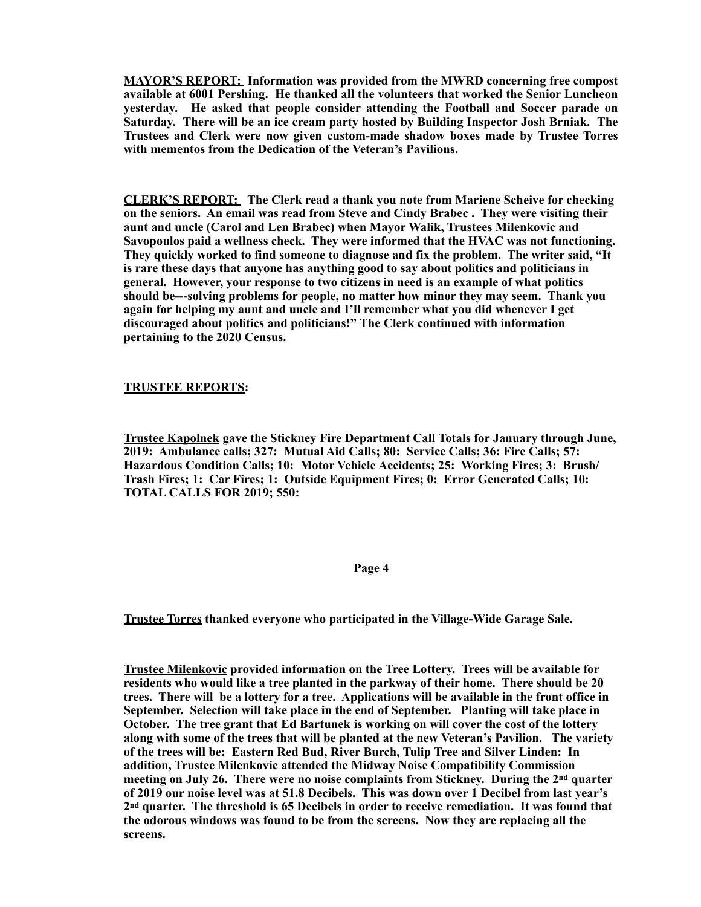**MAYOR'S REPORT: Information was provided from the MWRD concerning free compost available at 6001 Pershing. He thanked all the volunteers that worked the Senior Luncheon yesterday. He asked that people consider attending the Football and Soccer parade on Saturday. There will be an ice cream party hosted by Building Inspector Josh Brniak. The Trustees and Clerk were now given custom-made shadow boxes made by Trustee Torres with mementos from the Dedication of the Veteran's Pavilions.**

**CLERK'S REPORT: The Clerk read a thank you note from Mariene Scheive for checking on the seniors. An email was read from Steve and Cindy Brabec . They were visiting their aunt and uncle (Carol and Len Brabec) when Mayor Walik, Trustees Milenkovic and Savopoulos paid a wellness check. They were informed that the HVAC was not functioning. They quickly worked to find someone to diagnose and fix the problem. The writer said, "It is rare these days that anyone has anything good to say about politics and politicians in general. However, your response to two citizens in need is an example of what politics should be---solving problems for people, no matter how minor they may seem. Thank you again for helping my aunt and uncle and I'll remember what you did whenever I get discouraged about politics and politicians!" The Clerk continued with information pertaining to the 2020 Census.**

**TRUSTEE REPORTS:**

**Trustee Kapolnek gave the Stickney Fire Department Call Totals for January through June, 2019: Ambulance calls; 327: Mutual Aid Calls; 80: Service Calls; 36: Fire Calls; 57: Hazardous Condition Calls; 10: Motor Vehicle Accidents; 25: Working Fires; 3: Brush/ Trash Fires; 1: Car Fires; 1: Outside Equipment Fires; 0: Error Generated Calls; 10: TOTAL CALLS FOR 2019; 550:**

**Trustee Torres thanked everyone who participated in the Village-Wide Garage Sale.**

**Trustee Milenkovic provided information on the Tree Lottery. Trees will be available for residents who would like a tree planted in the parkway of their home. There should be 20 trees. There will be a lottery for a tree. Applications will be available in the front office in September. Selection will take place in the end of September. Planting will take place in October. The tree grant that Ed Bartunek is working on will cover the cost of the lottery along with some of the trees that will be planted at the new Veteran's Pavilion. The variety of the trees will be: Eastern Red Bud, River Burch, Tulip Tree and Silver Linden: In addition, Trustee Milenkovic attended the Midway Noise Compatibility Commission meeting on July 26. There were no noise complaints from Stickney. During the 2nd quarter of 2019 our noise level was at 51.8 Decibels. This was down over 1 Decibel from last year's 2nd quarter. The threshold is 65 Decibels in order to receive remediation. It was found that the odorous windows was found to be from the screens. Now they are replacing all the screens.**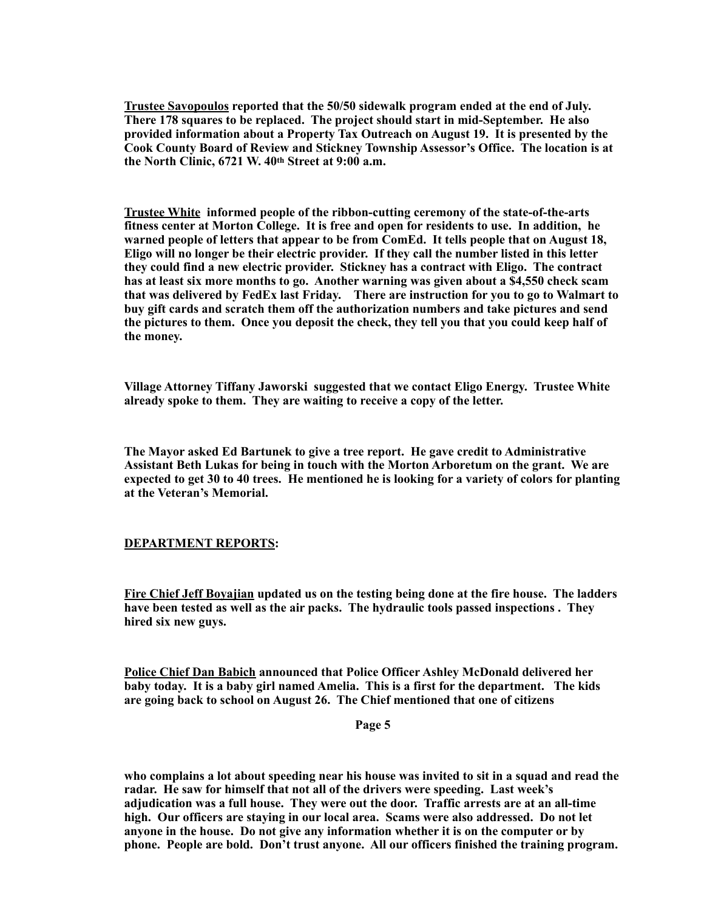**Trustee Savopoulos reported that the 50/50 sidewalk program ended at the end of July. There 178 squares to be replaced. The project should start in mid-September. He also provided information about a Property Tax Outreach on August 19. It is presented by the Cook County Board of Review and Stickney Township Assessor's Office. The location is at the North Clinic, 6721 W. 40th Street at 9:00 a.m.**

**Trustee White informed people of the ribbon-cutting ceremony of the state-of-the-arts fitness center at Morton College. It is free and open for residents to use. In addition, he warned people of letters that appear to be from ComEd. It tells people that on August 18, Eligo will no longer be their electric provider. If they call the number listed in this letter they could find a new electric provider. Stickney has a contract with Eligo. The contract has at least six more months to go. Another warning was given about a $4,550 check scam that was delivered by FedEx last Friday. There are instruction for you to go to Walmart to buy gift cards and scratch them off the authorization numbers and take pictures and send the pictures to them. Once you deposit the check, they tell you that you could keep half of the money.**

**Village Attorney Tiffany Jaworski suggested that we contact Eligo Energy. Trustee White already spoke to them. They are waiting to receive a copy of the letter.**

**The Mayor asked Ed Bartunek to give a tree report. He gave credit to Administrative Assistant Beth Lukas for being in touch with the Morton Arboretum on the grant. We are expected to get 30 to 40 trees. He mentioned he is looking for a variety of colors for planting at the Veteran's Memorial.**

**DEPARTMENT REPORTS:**

**Fire Chief Jeff Boyajian updated us on the testing being done at the fire house. The ladders have been tested as well as the air packs. The hydraulic tools passed inspections . They hired six new guys.**

**Police Chief Dan Babich announced that Police Officer Ashley McDonald delivered her baby today. It is a baby girl named Amelia. This is a first for the department. The kids are going back to school on August 26. The Chief mentioned that one of citizens who complains a lot about speeding near his house was invited to sit in a squad and read the radar. He saw for himself that not all of the drivers were speeding. Last week's adjudication was a full house. They were out the door. Traffic arrests are at an all-time high. Our officers are staying in our local area. Scams were also addressed. Do not let anyone in the house. Do not give any information whether it is on the computer or by phone. People are bold. Don't trust anyone. All our officers finished the training program.**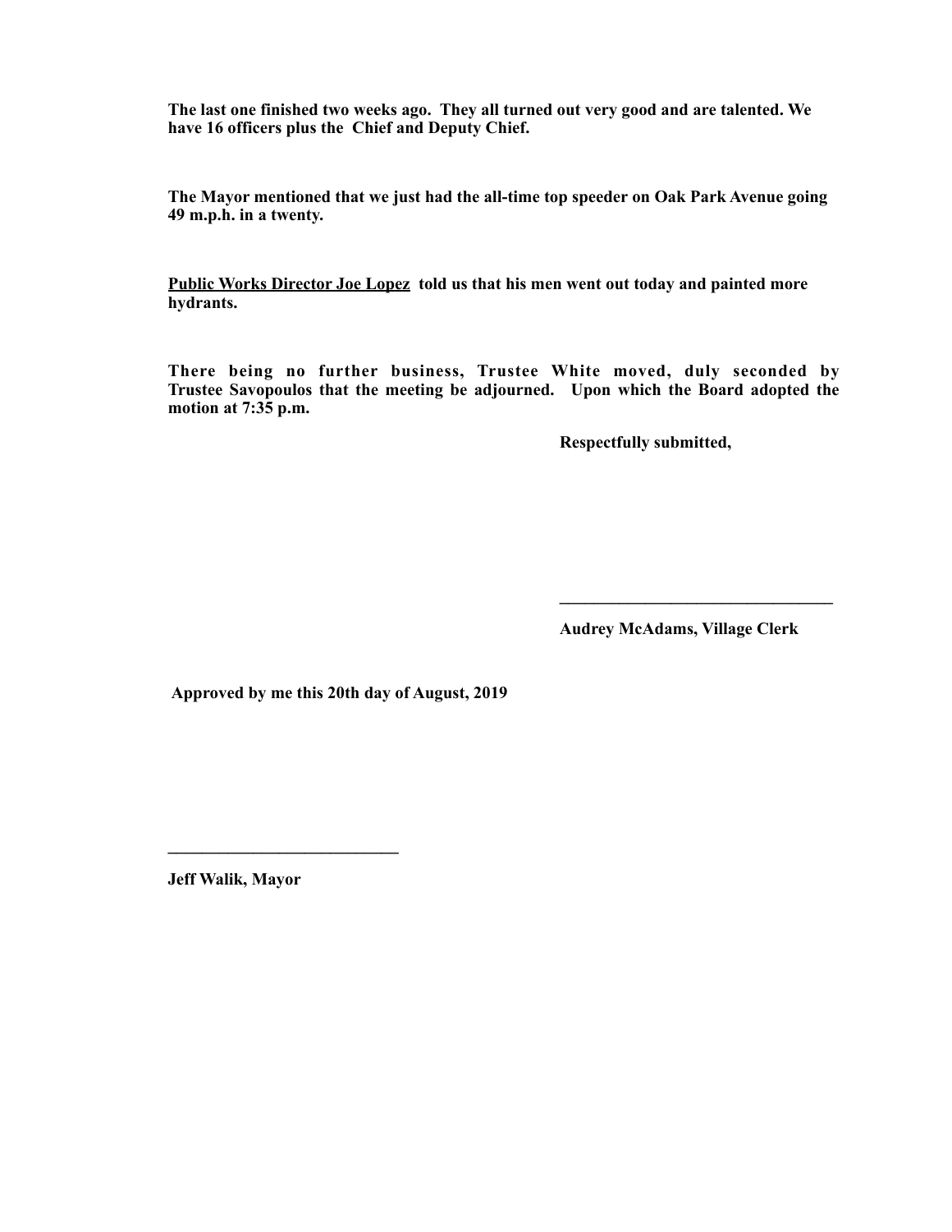**The last one finished two weeks ago. They all turned out very good and are talented. We have 16 officers plus the Chief and Deputy Chief.**

**The Mayor mentioned that we just had the all-time top speeder on Oak Park Avenue going 49 m.p.h. in a twenty.**

**Public Works Director Joe Lopez told us that his men went out today and painted more hydrants.**

**There being no further business, Trustee White moved, duly seconded by Trustee Savopoulos that the meeting be adjourned. Upon which the Board adopted the motion at 7:35 p.m.**

**Respectfully submitted,**

**\_\_\_\_\_\_\_\_\_\_\_\_\_\_\_\_\_\_\_\_\_\_\_\_\_\_\_\_\_\_\_\_\_\_**

**Audrey McAdams, Village Clerk**

**Approved by me this 20th day of August, 2019**

**\_\_\_\_\_\_\_\_\_\_\_\_\_\_\_\_\_\_\_\_\_\_\_\_\_\_\_\_**

**Jeff Walik, Mayor**